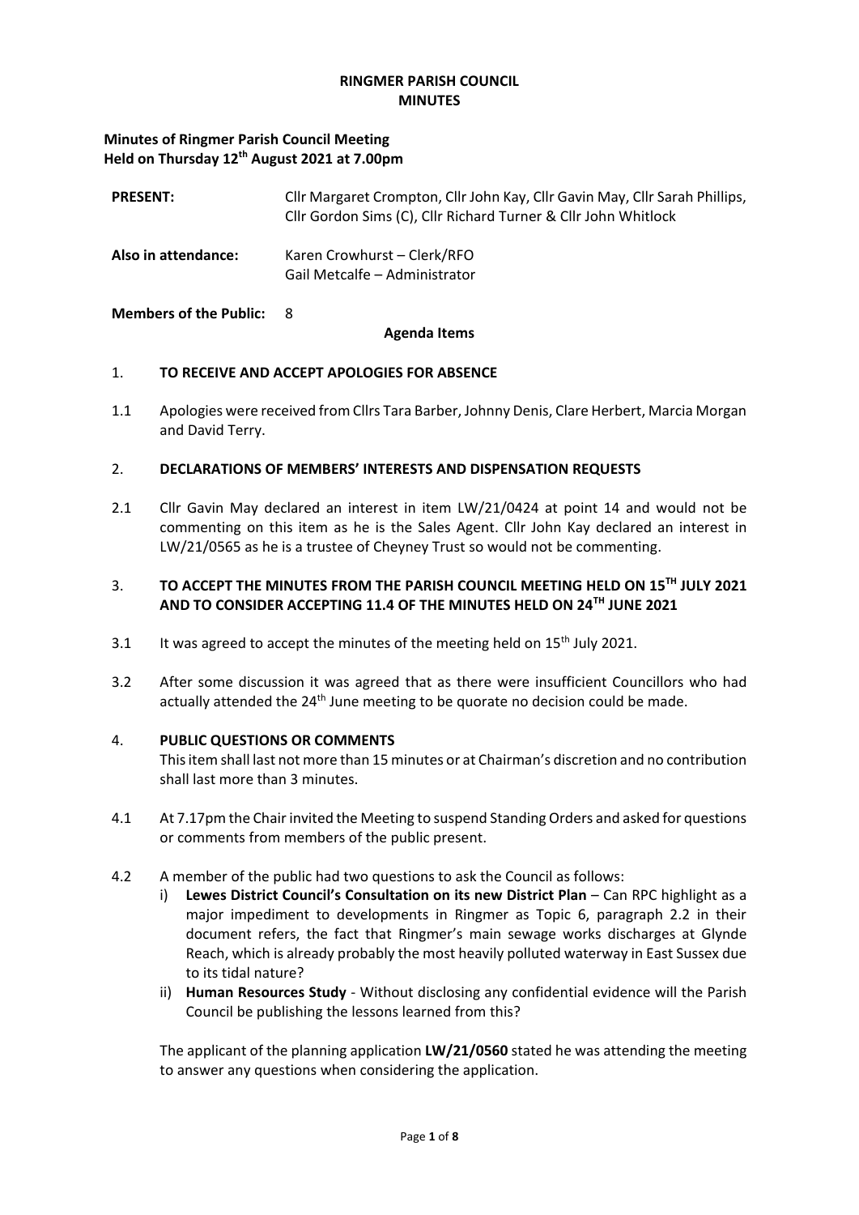# RINGMER PARISH COUNCIL
# MINUTES

**Minutes of Ringmer Parish Council Meeting**
**Held on Thursday 12th August 2021 at 7.00pm**

| | |
|---|---|
| **PRESENT:** | Cllr Margaret Crompton, Cllr John Kay, Cllr Gavin May, Cllr Sarah Phillips, Cllr Gordon Sims (C), Cllr Richard Turner & Cllr John Whitlock |
| **Also in attendance:** | Karen Crowhurst – Clerk/RFO<br>Gail Metcalfe – Administrator |
| **Members of the Public:** | 8 |

**Agenda Items**

## 1. TO RECEIVE AND ACCEPT APOLOGIES FOR ABSENCE

1.1 Apologies were received from Cllrs Tara Barber, Johnny Denis, Clare Herbert, Marcia Morgan and David Terry.

## 2. DECLARATIONS OF MEMBERS' INTERESTS AND DISPENSATION REQUESTS

2.1 Cllr Gavin May declared an interest in item LW/21/0424 at point 14 and would not be commenting on this item as he is the Sales Agent. Cllr John Kay declared an interest in LW/21/0565 as he is a trustee of Cheyney Trust so would not be commenting.

## 3. TO ACCEPT THE MINUTES FROM THE PARISH COUNCIL MEETING HELD ON 15TH JULY 2021 AND TO CONSIDER ACCEPTING 11.4 OF THE MINUTES HELD ON 24TH JUNE 2021

3.1 It was agreed to accept the minutes of the meeting held on 15th July 2021.

3.2 After some discussion it was agreed that as there were insufficient Councillors who had actually attended the 24th June meeting to be quorate no decision could be made.

## 4. PUBLIC QUESTIONS OR COMMENTS

This item shall last not more than 15 minutes or at Chairman's discretion and no contribution shall last more than 3 minutes.

4.1 At 7.17pm the Chair invited the Meeting to suspend Standing Orders and asked for questions or comments from members of the public present.

4.2 A member of the public had two questions to ask the Council as follows:

i) **Lewes District Council's Consultation on its new District Plan** – Can RPC highlight as a major impediment to developments in Ringmer as Topic 6, paragraph 2.2 in their document refers, the fact that Ringmer's main sewage works discharges at Glynde Reach, which is already probably the most heavily polluted waterway in East Sussex due to its tidal nature?

ii) **Human Resources Study** - Without disclosing any confidential evidence will the Parish Council be publishing the lessons learned from this?

The applicant of the planning application **LW/21/0560** stated he was attending the meeting to answer any questions when considering the application.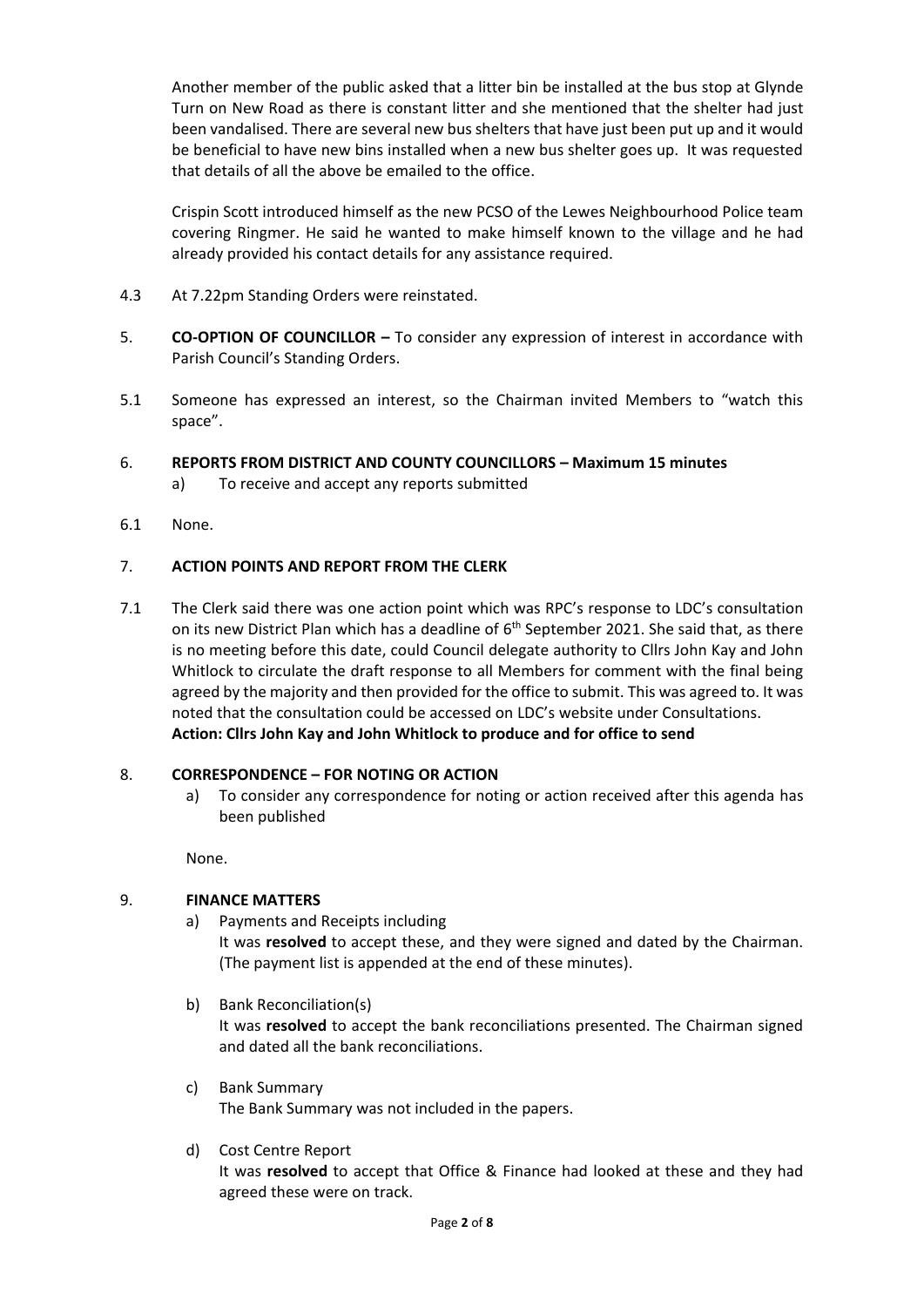Another member of the public asked that a litter bin be installed at the bus stop at Glynde Turn on New Road as there is constant litter and she mentioned that the shelter had just been vandalised. There are several new bus shelters that have just been put up and it would be beneficial to have new bins installed when a new bus shelter goes up. It was requested that details of all the above be emailed to the office.

Crispin Scott introduced himself as the new PCSO of the Lewes Neighbourhood Police team covering Ringmer. He said he wanted to make himself known to the village and he had already provided his contact details for any assistance required.

4.3 At 7.22pm Standing Orders were reinstated.

5. **CO-OPTION OF COUNCILLOR –** To consider any expression of interest in accordance with Parish Council's Standing Orders.

5.1 Someone has expressed an interest, so the Chairman invited Members to "watch this space".

6. **REPORTS FROM DISTRICT AND COUNTY COUNCILLORS – Maximum 15 minutes**
   a) To receive and accept any reports submitted

6.1 None.

7. **ACTION POINTS AND REPORT FROM THE CLERK**

7.1 The Clerk said there was one action point which was RPC's response to LDC's consultation on its new District Plan which has a deadline of 6th September 2021. She said that, as there is no meeting before this date, could Council delegate authority to Cllrs John Kay and John Whitlock to circulate the draft response to all Members for comment with the final being agreed by the majority and then provided for the office to submit. This was agreed to. It was noted that the consultation could be accessed on LDC's website under Consultations.
**Action: Cllrs John Kay and John Whitlock to produce and for office to send**

8. **CORRESPONDENCE – FOR NOTING OR ACTION**
   a) To consider any correspondence for noting or action received after this agenda has been published

   None.

9. **FINANCE MATTERS**
   a) Payments and Receipts including
   It was **resolved** to accept these, and they were signed and dated by the Chairman. (The payment list is appended at the end of these minutes).

   b) Bank Reconciliation(s)
   It was **resolved** to accept the bank reconciliations presented. The Chairman signed and dated all the bank reconciliations.

   c) Bank Summary
   The Bank Summary was not included in the papers.

   d) Cost Centre Report
   It was **resolved** to accept that Office & Finance had looked at these and they had agreed these were on track.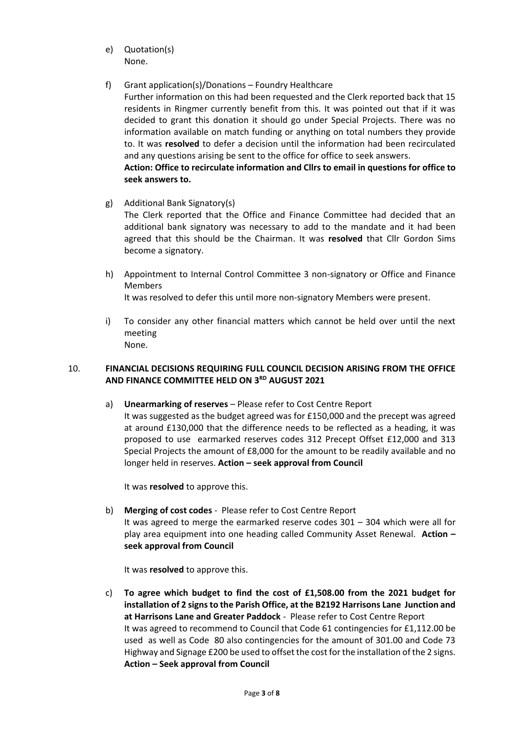e) Quotation(s)
None.

f) Grant application(s)/Donations – Foundry Healthcare
Further information on this had been requested and the Clerk reported back that 15 residents in Ringmer currently benefit from this. It was pointed out that if it was decided to grant this donation it should go under Special Projects. There was no information available on match funding or anything on total numbers they provide to. It was **resolved** to defer a decision until the information had been recirculated and any questions arising be sent to the office for office to seek answers.
**Action: Office to recirculate information and Cllrs to email in questions for office to seek answers to.**

g) Additional Bank Signatory(s)
The Clerk reported that the Office and Finance Committee had decided that an additional bank signatory was necessary to add to the mandate and it had been agreed that this should be the Chairman. It was **resolved** that Cllr Gordon Sims become a signatory.

h) Appointment to Internal Control Committee 3 non-signatory or Office and Finance Members
It was resolved to defer this until more non-signatory Members were present.

i) To consider any other financial matters which cannot be held over until the next meeting
None.

## 10. FINANCIAL DECISIONS REQUIRING FULL COUNCIL DECISION ARISING FROM THE OFFICE AND FINANCE COMMITTEE HELD ON 3RD AUGUST 2021

a) **Unearmarking of reserves** – Please refer to Cost Centre Report
It was suggested as the budget agreed was for £150,000 and the precept was agreed at around £130,000 that the difference needs to be reflected as a heading, it was proposed to use earmarked reserves codes 312 Precept Offset £12,000 and 313 Special Projects the amount of £8,000 for the amount to be readily available and no longer held in reserves. **Action – seek approval from Council**

It was **resolved** to approve this.

b) **Merging of cost codes** - Please refer to Cost Centre Report
It was agreed to merge the earmarked reserve codes 301 – 304 which were all for play area equipment into one heading called Community Asset Renewal. **Action – seek approval from Council**

It was **resolved** to approve this.

c) **To agree which budget to find the cost of £1,508.00 from the 2021 budget for installation of 2 signs to the Parish Office, at the B2192 Harrisons Lane Junction and at Harrisons Lane and Greater Paddock** - Please refer to Cost Centre Report
It was agreed to recommend to Council that Code 61 contingencies for £1,112.00 be used as well as Code 80 also contingencies for the amount of 301.00 and Code 73 Highway and Signage £200 be used to offset the cost for the installation of the 2 signs. **Action – Seek approval from Council**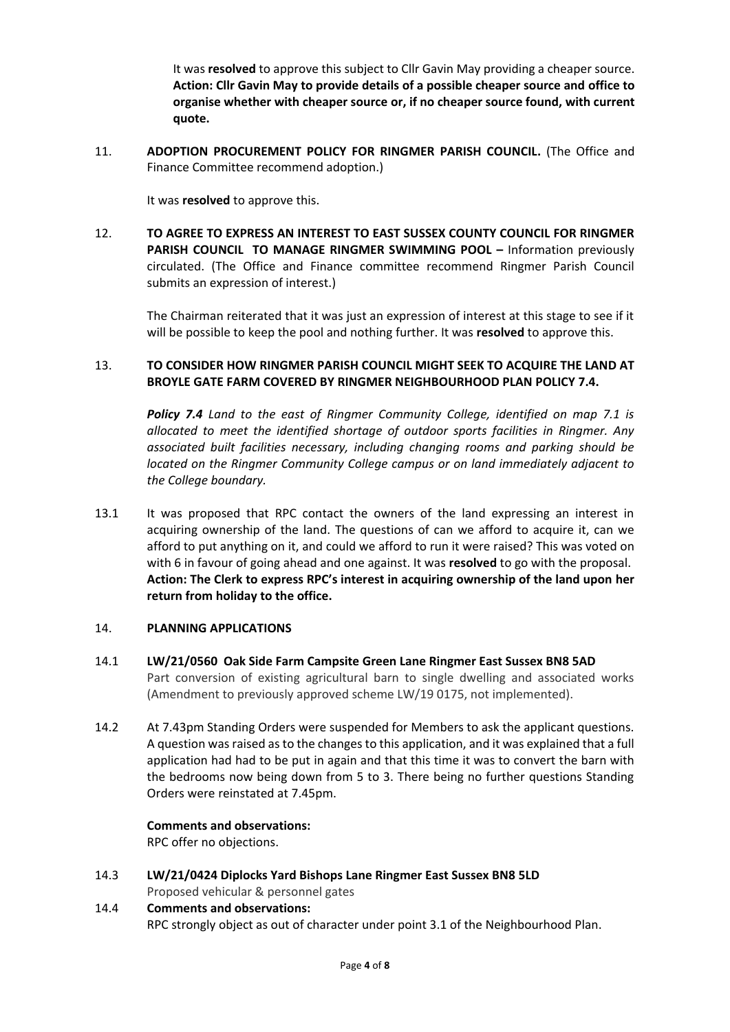It was **resolved** to approve this subject to Cllr Gavin May providing a cheaper source. **Action: Cllr Gavin May to provide details of a possible cheaper source and office to organise whether with cheaper source or, if no cheaper source found, with current quote.**

11. **ADOPTION PROCUREMENT POLICY FOR RINGMER PARISH COUNCIL.** (The Office and Finance Committee recommend adoption.)

    It was **resolved** to approve this.

12. **TO AGREE TO EXPRESS AN INTEREST TO EAST SUSSEX COUNTY COUNCIL FOR RINGMER PARISH COUNCIL TO MANAGE RINGMER SWIMMING POOL –** Information previously circulated. (The Office and Finance committee recommend Ringmer Parish Council submits an expression of interest.)

    The Chairman reiterated that it was just an expression of interest at this stage to see if it will be possible to keep the pool and nothing further. It was **resolved** to approve this.

13. **TO CONSIDER HOW RINGMER PARISH COUNCIL MIGHT SEEK TO ACQUIRE THE LAND AT BROYLE GATE FARM COVERED BY RINGMER NEIGHBOURHOOD PLAN POLICY 7.4.**

    ***Policy 7.4*** *Land to the east of Ringmer Community College, identified on map 7.1 is allocated to meet the identified shortage of outdoor sports facilities in Ringmer. Any associated built facilities necessary, including changing rooms and parking should be located on the Ringmer Community College campus or on land immediately adjacent to the College boundary.*

13.1 It was proposed that RPC contact the owners of the land expressing an interest in acquiring ownership of the land. The questions of can we afford to acquire it, can we afford to put anything on it, and could we afford to run it were raised? This was voted on with 6 in favour of going ahead and one against. It was **resolved** to go with the proposal. **Action: The Clerk to express RPC's interest in acquiring ownership of the land upon her return from holiday to the office.**

14. **PLANNING APPLICATIONS**

14.1 **LW/21/0560 Oak Side Farm Campsite Green Lane Ringmer East Sussex BN8 5AD**
Part conversion of existing agricultural barn to single dwelling and associated works (Amendment to previously approved scheme LW/19 0175, not implemented).

14.2 At 7.43pm Standing Orders were suspended for Members to ask the applicant questions. A question was raised as to the changes to this application, and it was explained that a full application had had to be put in again and that this time it was to convert the barn with the bedrooms now being down from 5 to 3. There being no further questions Standing Orders were reinstated at 7.45pm.

**Comments and observations:**
RPC offer no objections.

14.3 **LW/21/0424 Diplocks Yard Bishops Lane Ringmer East Sussex BN8 5LD**
Proposed vehicular & personnel gates

14.4 **Comments and observations:**
RPC strongly object as out of character under point 3.1 of the Neighbourhood Plan.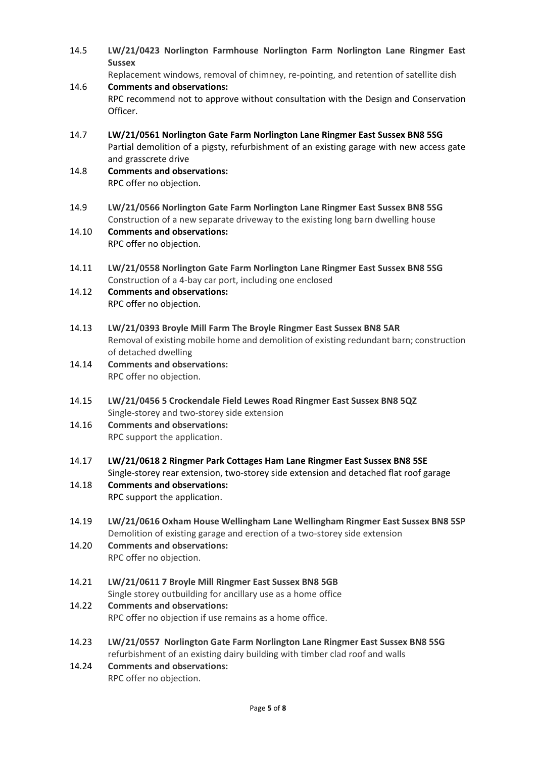14.5 **LW/21/0423 Norlington Farmhouse Norlington Farm Norlington Lane Ringmer East Sussex**

Replacement windows, removal of chimney, re-pointing, and retention of satellite dish

14.6 **Comments and observations:**

RPC recommend not to approve without consultation with the Design and Conservation Officer.

14.7 **LW/21/0561 Norlington Gate Farm Norlington Lane Ringmer East Sussex BN8 5SG**

Partial demolition of a pigsty, refurbishment of an existing garage with new access gate and grasscrete drive

14.8 **Comments and observations:**

RPC offer no objection.

14.9 **LW/21/0566 Norlington Gate Farm Norlington Lane Ringmer East Sussex BN8 5SG**

Construction of a new separate driveway to the existing long barn dwelling house

14.10 **Comments and observations:**

RPC offer no objection.

14.11 **LW/21/0558 Norlington Gate Farm Norlington Lane Ringmer East Sussex BN8 5SG**

Construction of a 4-bay car port, including one enclosed

14.12 **Comments and observations:**

RPC offer no objection.

14.13 **LW/21/0393 Broyle Mill Farm The Broyle Ringmer East Sussex BN8 5AR**

Removal of existing mobile home and demolition of existing redundant barn; construction of detached dwelling

14.14 **Comments and observations:**

RPC offer no objection.

14.15 **LW/21/0456 5 Crockendale Field Lewes Road Ringmer East Sussex BN8 5QZ**

Single-storey and two-storey side extension

14.16 **Comments and observations:**

RPC support the application.

14.17 **LW/21/0618 2 Ringmer Park Cottages Ham Lane Ringmer East Sussex BN8 5SE**

Single-storey rear extension, two-storey side extension and detached flat roof garage

14.18 **Comments and observations:**

RPC support the application.

14.19 **LW/21/0616 Oxham House Wellingham Lane Wellingham Ringmer East Sussex BN8 5SP**

Demolition of existing garage and erection of a two-storey side extension

14.20 **Comments and observations:**

RPC offer no objection.

14.21 **LW/21/0611 7 Broyle Mill Ringmer East Sussex BN8 5GB**

Single storey outbuilding for ancillary use as a home office

14.22 **Comments and observations:**

RPC offer no objection if use remains as a home office.

14.23 **LW/21/0557 Norlington Gate Farm Norlington Lane Ringmer East Sussex BN8 5SG**

refurbishment of an existing dairy building with timber clad roof and walls

14.24 **Comments and observations:**

RPC offer no objection.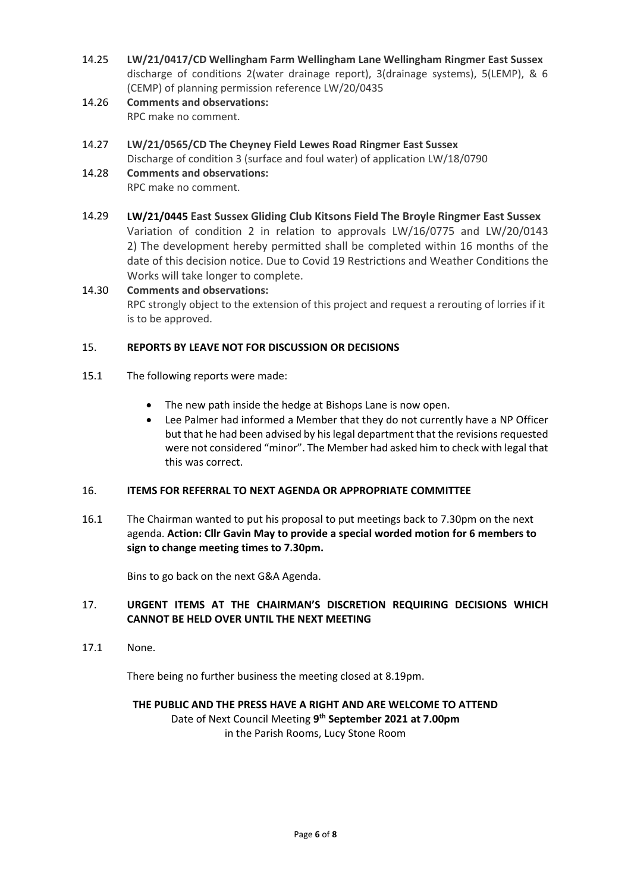14.25 **LW/21/0417/CD Wellingham Farm Wellingham Lane Wellingham Ringmer East Sussex** discharge of conditions 2(water drainage report), 3(drainage systems), 5(LEMP), & 6 (CEMP) of planning permission reference LW/20/0435

14.26 **Comments and observations:**
RPC make no comment.

14.27 **LW/21/0565/CD The Cheyney Field Lewes Road Ringmer East Sussex**
Discharge of condition 3 (surface and foul water) of application LW/18/0790

14.28 **Comments and observations:**
RPC make no comment.

14.29 **LW/21/0445 East Sussex Gliding Club Kitsons Field The Broyle Ringmer East Sussex**
Variation of condition 2 in relation to approvals LW/16/0775 and LW/20/0143 2) The development hereby permitted shall be completed within 16 months of the date of this decision notice. Due to Covid 19 Restrictions and Weather Conditions the Works will take longer to complete.

14.30 **Comments and observations:**
RPC strongly object to the extension of this project and request a rerouting of lorries if it is to be approved.

## 15. REPORTS BY LEAVE NOT FOR DISCUSSION OR DECISIONS

15.1 The following reports were made:

- The new path inside the hedge at Bishops Lane is now open.
- Lee Palmer had informed a Member that they do not currently have a NP Officer but that he had been advised by his legal department that the revisions requested were not considered "minor". The Member had asked him to check with legal that this was correct.

## 16. ITEMS FOR REFERRAL TO NEXT AGENDA OR APPROPRIATE COMMITTEE

16.1 The Chairman wanted to put his proposal to put meetings back to 7.30pm on the next agenda. **Action: Cllr Gavin May to provide a special worded motion for 6 members to sign to change meeting times to 7.30pm.**

Bins to go back on the next G&A Agenda.

## 17. URGENT ITEMS AT THE CHAIRMAN'S DISCRETION REQUIRING DECISIONS WHICH CANNOT BE HELD OVER UNTIL THE NEXT MEETING

17.1 None.

There being no further business the meeting closed at 8.19pm.

**THE PUBLIC AND THE PRESS HAVE A RIGHT AND ARE WELCOME TO ATTEND**
Date of Next Council Meeting **9th September 2021 at 7.00pm**
in the Parish Rooms, Lucy Stone Room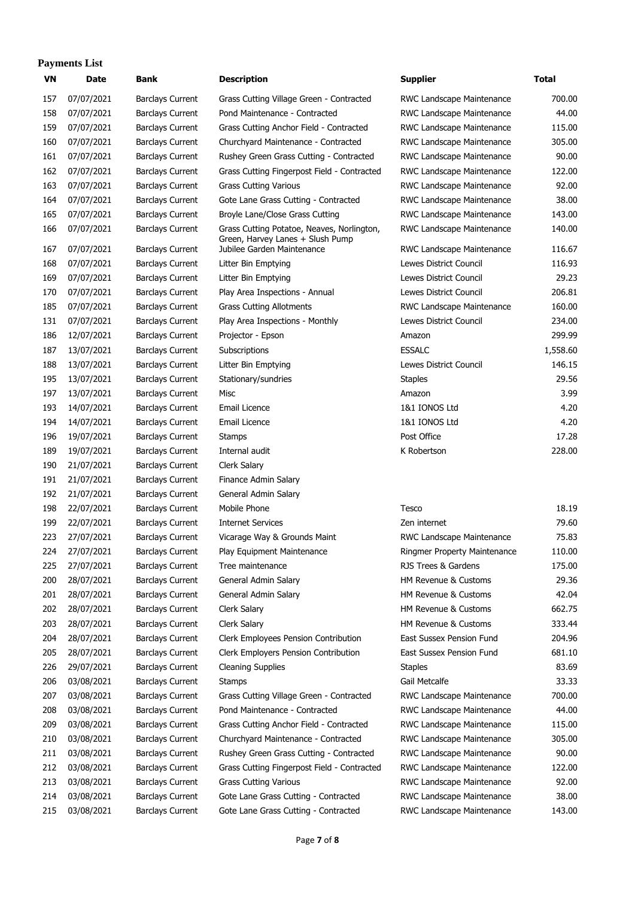**Payments List**

| VN | Date | Bank | Description | Supplier | Total |
|---|---|---|---|---|---|
| 157 | 07/07/2021 | Barclays Current | Grass Cutting Village Green - Contracted | RWC Landscape Maintenance | 700.00 |
| 158 | 07/07/2021 | Barclays Current | Pond Maintenance - Contracted | RWC Landscape Maintenance | 44.00 |
| 159 | 07/07/2021 | Barclays Current | Grass Cutting Anchor Field - Contracted | RWC Landscape Maintenance | 115.00 |
| 160 | 07/07/2021 | Barclays Current | Churchyard Maintenance - Contracted | RWC Landscape Maintenance | 305.00 |
| 161 | 07/07/2021 | Barclays Current | Rushey Green Grass Cutting - Contracted | RWC Landscape Maintenance | 90.00 |
| 162 | 07/07/2021 | Barclays Current | Grass Cutting Fingerpost Field - Contracted | RWC Landscape Maintenance | 122.00 |
| 163 | 07/07/2021 | Barclays Current | Grass Cutting Various | RWC Landscape Maintenance | 92.00 |
| 164 | 07/07/2021 | Barclays Current | Gote Lane Grass Cutting - Contracted | RWC Landscape Maintenance | 38.00 |
| 165 | 07/07/2021 | Barclays Current | Broyle Lane/Close Grass Cutting | RWC Landscape Maintenance | 143.00 |
| 166 | 07/07/2021 | Barclays Current | Grass Cutting Potatoe, Neaves, Norlington, Green, Harvey Lanes + Slush Pump | RWC Landscape Maintenance | 140.00 |
| 167 | 07/07/2021 | Barclays Current | Jubilee Garden Maintenance | RWC Landscape Maintenance | 116.67 |
| 168 | 07/07/2021 | Barclays Current | Litter Bin Emptying | Lewes District Council | 116.93 |
| 169 | 07/07/2021 | Barclays Current | Litter Bin Emptying | Lewes District Council | 29.23 |
| 170 | 07/07/2021 | Barclays Current | Play Area Inspections - Annual | Lewes District Council | 206.81 |
| 185 | 07/07/2021 | Barclays Current | Grass Cutting Allotments | RWC Landscape Maintenance | 160.00 |
| 131 | 07/07/2021 | Barclays Current | Play Area Inspections - Monthly | Lewes District Council | 234.00 |
| 186 | 12/07/2021 | Barclays Current | Projector - Epson | Amazon | 299.99 |
| 187 | 13/07/2021 | Barclays Current | Subscriptions | ESSALC | 1,558.60 |
| 188 | 13/07/2021 | Barclays Current | Litter Bin Emptying | Lewes District Council | 146.15 |
| 195 | 13/07/2021 | Barclays Current | Stationary/sundries | Staples | 29.56 |
| 197 | 13/07/2021 | Barclays Current | Misc | Amazon | 3.99 |
| 193 | 14/07/2021 | Barclays Current | Email Licence | 1&1 IONOS Ltd | 4.20 |
| 194 | 14/07/2021 | Barclays Current | Email Licence | 1&1 IONOS Ltd | 4.20 |
| 196 | 19/07/2021 | Barclays Current | Stamps | Post Office | 17.28 |
| 189 | 19/07/2021 | Barclays Current | Internal audit | K Robertson | 228.00 |
| 190 | 21/07/2021 | Barclays Current | Clerk Salary | | |
| 191 | 21/07/2021 | Barclays Current | Finance Admin Salary | | |
| 192 | 21/07/2021 | Barclays Current | General Admin Salary | | |
| 198 | 22/07/2021 | Barclays Current | Mobile Phone | Tesco | 18.19 |
| 199 | 22/07/2021 | Barclays Current | Internet Services | Zen internet | 79.60 |
| 223 | 27/07/2021 | Barclays Current | Vicarage Way & Grounds Maint | RWC Landscape Maintenance | 75.83 |
| 224 | 27/07/2021 | Barclays Current | Play Equipment Maintenance | Ringmer Property Maintenance | 110.00 |
| 225 | 27/07/2021 | Barclays Current | Tree maintenance | RJS Trees & Gardens | 175.00 |
| 200 | 28/07/2021 | Barclays Current | General Admin Salary | HM Revenue & Customs | 29.36 |
| 201 | 28/07/2021 | Barclays Current | General Admin Salary | HM Revenue & Customs | 42.04 |
| 202 | 28/07/2021 | Barclays Current | Clerk Salary | HM Revenue & Customs | 662.75 |
| 203 | 28/07/2021 | Barclays Current | Clerk Salary | HM Revenue & Customs | 333.44 |
| 204 | 28/07/2021 | Barclays Current | Clerk Employees Pension Contribution | East Sussex Pension Fund | 204.96 |
| 205 | 28/07/2021 | Barclays Current | Clerk Employers Pension Contribution | East Sussex Pension Fund | 681.10 |
| 226 | 29/07/2021 | Barclays Current | Cleaning Supplies | Staples | 83.69 |
| 206 | 03/08/2021 | Barclays Current | Stamps | Gail Metcalfe | 33.33 |
| 207 | 03/08/2021 | Barclays Current | Grass Cutting Village Green - Contracted | RWC Landscape Maintenance | 700.00 |
| 208 | 03/08/2021 | Barclays Current | Pond Maintenance - Contracted | RWC Landscape Maintenance | 44.00 |
| 209 | 03/08/2021 | Barclays Current | Grass Cutting Anchor Field - Contracted | RWC Landscape Maintenance | 115.00 |
| 210 | 03/08/2021 | Barclays Current | Churchyard Maintenance - Contracted | RWC Landscape Maintenance | 305.00 |
| 211 | 03/08/2021 | Barclays Current | Rushey Green Grass Cutting - Contracted | RWC Landscape Maintenance | 90.00 |
| 212 | 03/08/2021 | Barclays Current | Grass Cutting Fingerpost Field - Contracted | RWC Landscape Maintenance | 122.00 |
| 213 | 03/08/2021 | Barclays Current | Grass Cutting Various | RWC Landscape Maintenance | 92.00 |
| 214 | 03/08/2021 | Barclays Current | Gote Lane Grass Cutting - Contracted | RWC Landscape Maintenance | 38.00 |
| 215 | 03/08/2021 | Barclays Current | Gote Lane Grass Cutting - Contracted | RWC Landscape Maintenance | 143.00 |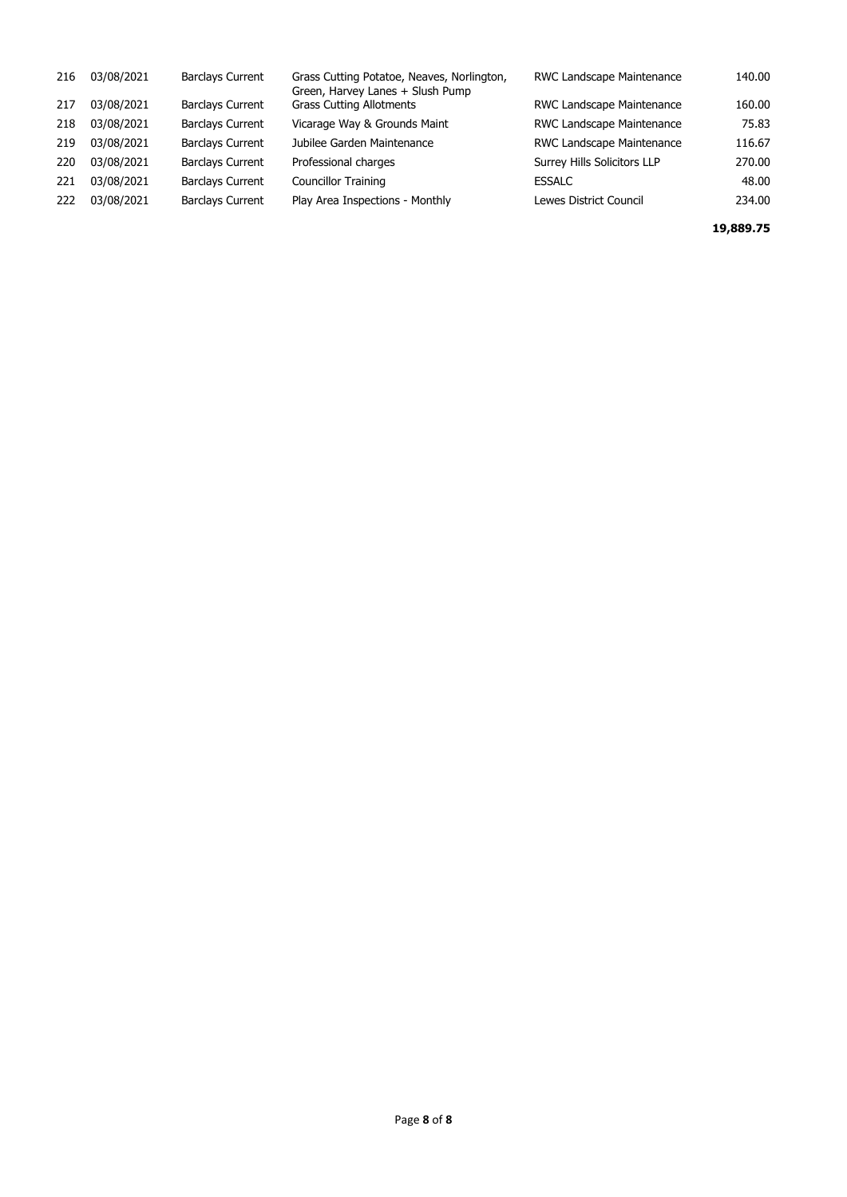| | | | | | |
|---|---|---|---|---|---|
| 216 | 03/08/2021 | Barclays Current | Grass Cutting Potatoe, Neaves, Norlington, Green, Harvey Lanes + Slush Pump | RWC Landscape Maintenance | 140.00 |
| 217 | 03/08/2021 | Barclays Current | Grass Cutting Allotments | RWC Landscape Maintenance | 160.00 |
| 218 | 03/08/2021 | Barclays Current | Vicarage Way & Grounds Maint | RWC Landscape Maintenance | 75.83 |
| 219 | 03/08/2021 | Barclays Current | Jubilee Garden Maintenance | RWC Landscape Maintenance | 116.67 |
| 220 | 03/08/2021 | Barclays Current | Professional charges | Surrey Hills Solicitors LLP | 270.00 |
| 221 | 03/08/2021 | Barclays Current | Councillor Training | ESSALC | 48.00 |
| 222 | 03/08/2021 | Barclays Current | Play Area Inspections - Monthly | Lewes District Council | 234.00 |
| | | | | | **19,889.75** |